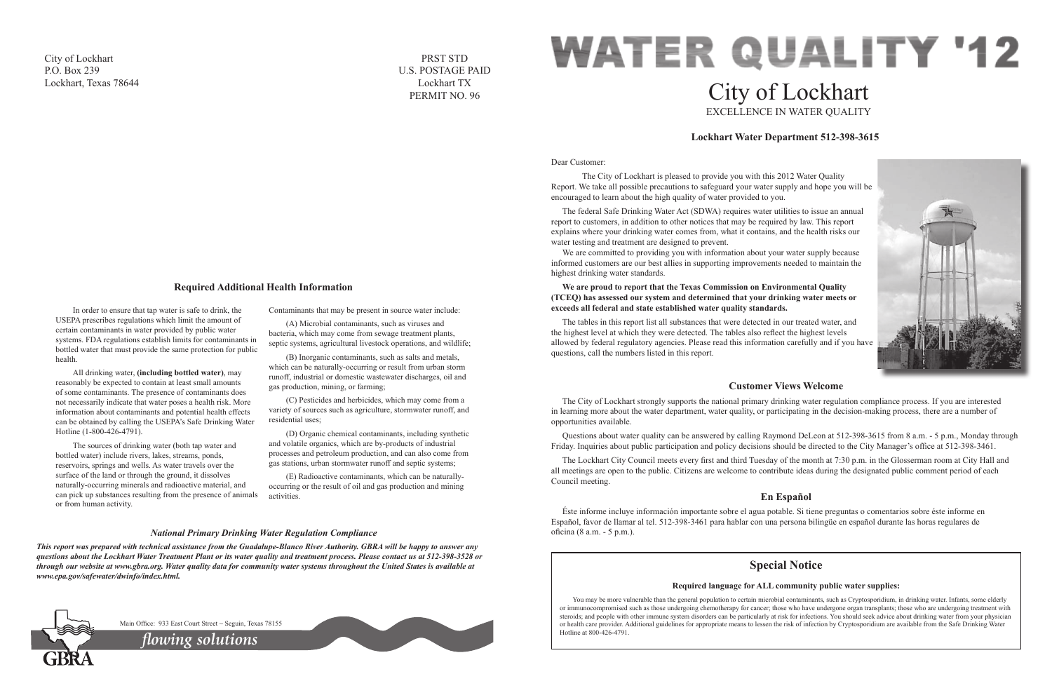City of Lockhart
P.O. Box 239
Lockhart, Texas 78644

PRST STD
U.S. POSTAGE PAID
Lockhart TX
PERMIT NO. 96

## Required Additional Health Information

In order to ensure that tap water is safe to drink, the USEPA prescribes regulations which limit the amount of certain contaminants in water provided by public water systems. FDA regulations establish limits for contaminants in bottled water that must provide the same protection for public health.

All drinking water, **(including bottled water)**, may reasonably be expected to contain at least small amounts of some contaminants. The presence of contaminants does not necessarily indicate that water poses a health risk. More information about contaminants and potential health effects can be obtained by calling the USEPA's Safe Drinking Water Hotline (1-800-426-4791).

The sources of drinking water (both tap water and bottled water) include rivers, lakes, streams, ponds, reservoirs, springs and wells. As water travels over the surface of the land or through the ground, it dissolves naturally-occurring minerals and radioactive material, and can pick up substances resulting from the presence of animals or from human activity.

Contaminants that may be present in source water include:

(A) Microbial contaminants, such as viruses and bacteria, which may come from sewage treatment plants, septic systems, agricultural livestock operations, and wildlife;

(B) Inorganic contaminants, such as salts and metals, which can be naturally-occurring or result from urban storm runoff, industrial or domestic wastewater discharges, oil and gas production, mining, or farming;

(C) Pesticides and herbicides, which may come from a variety of sources such as agriculture, stormwater runoff, and residential uses;

(D) Organic chemical contaminants, including synthetic and volatile organics, which are by-products of industrial processes and petroleum production, and can also come from gas stations, urban stormwater runoff and septic systems;

(E) Radioactive contaminants, which can be naturally-occurring or the result of oil and gas production and mining activities.

### *National Primary Drinking Water Regulation Compliance*

***This report was prepared with technical assistance from the Guadalupe-Blanco River Authority. GBRA will be happy to answer any questions about the Lockhart Water Treatment Plant or its water quality and treatment process. Please contact us at 512-398-3528 or through our website at www.gbra.org. Water quality data for community water systems throughout the United States is available at www.epa.gov/safewater/dwinfo/index.html.***

GBRA
Main Office: 933 East Court Street ~ Seguin, Texas 78155
*flowing solutions*

# WATER QUALITY '12

# City of Lockhart

EXCELLENCE IN WATER QUALITY

**Lockhart Water Department 512-398-3615**

Dear Customer:

The City of Lockhart is pleased to provide you with this 2012 Water Quality Report. We take all possible precautions to safeguard your water supply and hope you will be encouraged to learn about the high quality of water provided to you.

The federal Safe Drinking Water Act (SDWA) requires water utilities to issue an annual report to customers, in addition to other notices that may be required by law. This report explains where your drinking water comes from, what it contains, and the health risks our water testing and treatment are designed to prevent.

We are committed to providing you with information about your water supply because informed customers are our best allies in supporting improvements needed to maintain the highest drinking water standards.

**We are proud to report that the Texas Commission on Environmental Quality (TCEQ) has assessed our system and determined that your drinking water meets or exceeds all federal and state established water quality standards.**

The tables in this report list all substances that were detected in our treated water, and the highest level at which they were detected. The tables also reflect the highest levels allowed by federal regulatory agencies. Please read this information carefully and if you have questions, call the numbers listed in this report.

## Customer Views Welcome

The City of Lockhart strongly supports the national primary drinking water regulation compliance process. If you are interested in learning more about the water department, water quality, or participating in the decision-making process, there are a number of opportunities available.

Questions about water quality can be answered by calling Raymond DeLeon at 512-398-3615 from 8 a.m. - 5 p.m., Monday through Friday. Inquiries about public participation and policy decisions should be directed to the City Manager's office at 512-398-3461.

The Lockhart City Council meets every first and third Tuesday of the month at 7:30 p.m. in the Glosserman room at City Hall and all meetings are open to the public. Citizens are welcome to contribute ideas during the designated public comment period of each Council meeting.

## En Español

Éste informe incluye información importante sobre el agua potable. Si tiene preguntas o comentarios sobre éste informe en Español, favor de llamar al tel. 512-398-3461 para hablar con una persona bilingüe en español durante las horas regulares de oficina (8 a.m. - 5 p.m.).

## Special Notice

**Required language for ALL community public water supplies:**

You may be more vulnerable than the general population to certain microbial contaminants, such as Cryptosporidium, in drinking water. Infants, some elderly or immunocompromised such as those undergoing chemotherapy for cancer; those who have undergone organ transplants; those who are undergoing treatment with steroids; and people with other immune system disorders can be particularly at risk for infections. You should seek advice about drinking water from your physician or health care provider. Additional guidelines for appropriate means to lessen the risk of infection by Cryptosporidium are available from the Safe Drinking Water Hotline at 800-426-4791.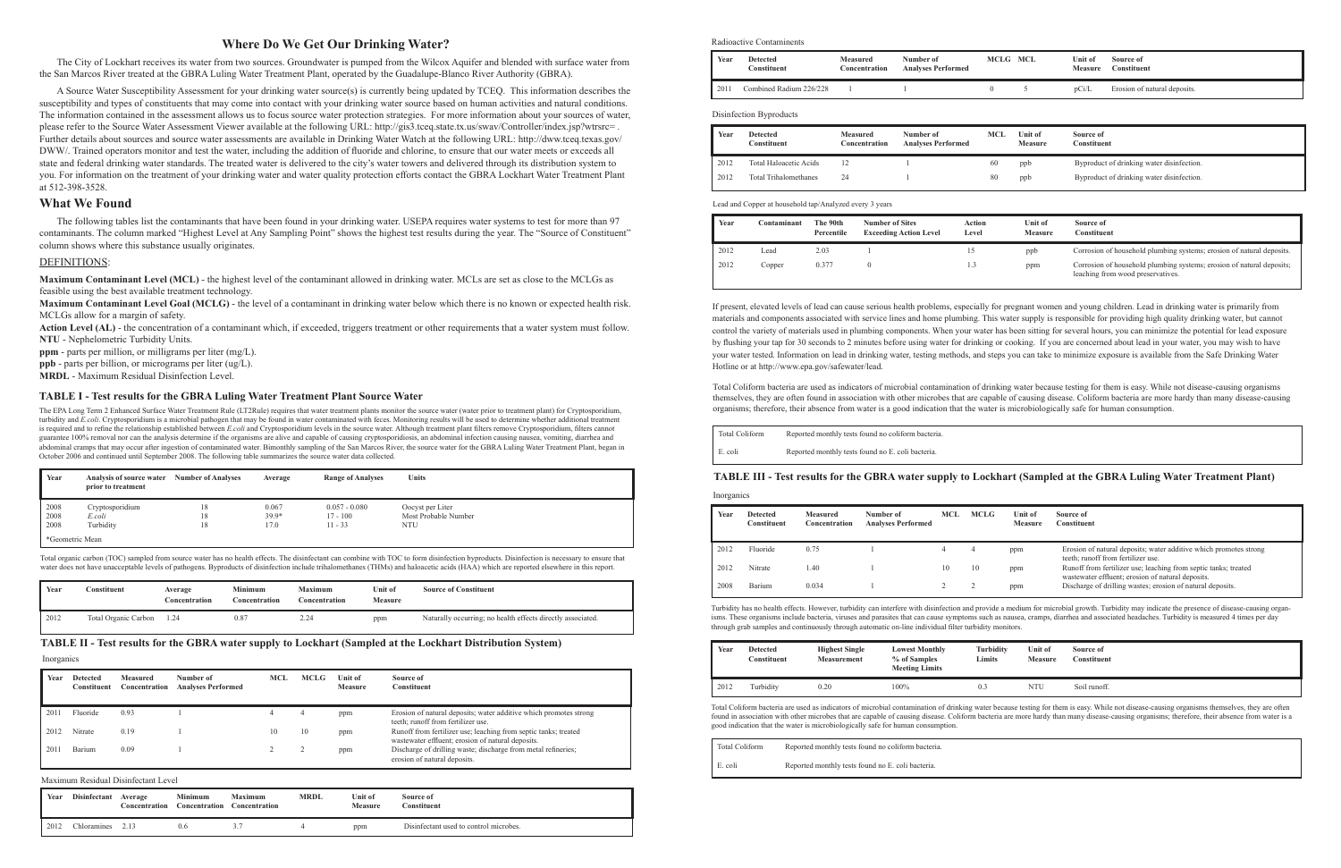## Where Do We Get Our Drinking Water?

The City of Lockhart receives its water from two sources. Groundwater is pumped from the Wilcox Aquifer and blended with surface water from the San Marcos River treated at the GBRA Luling Water Treatment Plant, operated by the Guadalupe-Blanco River Authority (GBRA).

A Source Water Susceptibility Assessment for your drinking water source(s) is currently being updated by TCEQ. This information describes the susceptibility and types of constituents that may come into contact with your drinking water source based on human activities and natural conditions. The information contained in the assessment allows us to focus source water protection strategies. For more information about your sources of water, please refer to the Source Water Assessment Viewer available at the following URL: http://gis3.tceq.state.tx.us/swav/Controller/index.jsp?wtrsrc= . Further details about sources and source water assessments are available in Drinking Water Watch at the following URL: http://dww.tceq.texas.gov/DWW/. Trained operators monitor and test the water, including the addition of fluoride and chlorine, to ensure that our water meets or exceeds all state and federal drinking water standards. The treated water is delivered to the city's water towers and delivered through its distribution system to you. For information on the treatment of your drinking water and water quality protection efforts contact the GBRA Lockhart Water Treatment Plant at 512-398-3528.

## What We Found

The following tables list the contaminants that have been found in your drinking water. USEPA requires water systems to test for more than 97 contaminants. The column marked "Highest Level at Any Sampling Point" shows the highest test results during the year. The "Source of Constituent" column shows where this substance usually originates.

DEFINITIONS:

**Maximum Contaminant Level (MCL)** - the highest level of the contaminant allowed in drinking water. MCLs are set as close to the MCLGs as feasible using the best available treatment technology.

**Maximum Contaminant Level Goal (MCLG)** - the level of a contaminant in drinking water below which there is no known or expected health risk. MCLGs allow for a margin of safety.

**Action Level (AL)** - the concentration of a contaminant which, if exceeded, triggers treatment or other requirements that a water system must follow.

**NTU** - Nephelometric Turbidity Units.

**ppm** - parts per million, or milligrams per liter (mg/L).

**ppb** - parts per billion, or micrograms per liter (ug/L).

**MRDL** - Maximum Residual Disinfection Level.

### TABLE I - Test results for the GBRA Luling Water Treatment Plant Source Water

The EPA Long Term 2 Enhanced Surface Water Treatment Rule (LT2Rule) requires that water treatment plants monitor the source water (water prior to treatment plant) for Cryptosporidium, turbidity and *E.coli*. Cryptosporidium is a microbial pathogen that may be found in water contaminated with feces. Monitoring results will be used to determine whether additional treatment is required and to refine the relationship established between *E.coli* and Cryptosporidium levels in the source water. Although treatment plant filters remove Cryptosporidium, filters cannot guarantee 100% removal nor can the analysis determine if the organisms are alive and capable of causing cryptosporidiosis, an abdominal infection causing nausea, vomiting, diarrhea and abdominal cramps that may occur after ingestion of contaminated water. Bimonthly sampling of the San Marcos River, the source water for the GBRA Luling Water Treatment Plant, began in October 2006 and continued until September 2008. The following table summarizes the source water data collected.

| Year | Analysis of source water prior to treatment | Number of Analyses | Average | Range of Analyses | Units |
|---|---|---|---|---|---|
| 2008 | Cryptosporidium | 18 | 0.067 | 0.057 - 0.080 | Oocyst per Liter |
| 2008 | *E.coli* | 18 | 39.9* | 17 - 100 | Most Probable Number |
| 2008 | Turbidity | 18 | 17.0 | 11 - 33 | NTU |

*Geometric Mean

Total organic carbon (TOC) sampled from source water has no health effects. The disinfectant can combine with TOC to form disinfection byproducts. Disinfection is necessary to ensure that water does not have unacceptable levels of pathogens. Byproducts of disinfection include trihalomethanes (THMs) and haloacetic acids (HAA) which are reported elsewhere in this report.

| Year | Constituent | Average Concentration | Minimum Concentration | Maximum Concentration | Unit of Measure | Source of Constituent |
|---|---|---|---|---|---|---|
| 2012 | Total Organic Carbon | 1.24 | 0.87 | 2.24 | ppm | Naturally occurring; no health effects directly associated. |

### TABLE II - Test results for the GBRA water supply to Lockhart (Sampled at the Lockhart Distribution System)

Inorganics

| Year | Detected Constituent | Measured Concentration | Number of Analyses Performed | MCL | MCLG | Unit of Measure | Source of Constituent |
|---|---|---|---|---|---|---|---|
| 2011 | Fluoride | 0.93 | 1 | 4 | 4 | ppm | Erosion of natural deposits; water additive which promotes strong teeth; runoff from fertilizer use. |
| 2012 | Nitrate | 0.19 | 1 | 10 | 10 | ppm | Runoff from fertilizer use; leaching from septic tanks; treated wastewater effluent; erosion of natural deposits. |
| 2011 | Barium | 0.09 | 1 | 2 | 2 | ppm | Discharge of drilling waste; discharge from metal refineries; erosion of natural deposits. |

Maximum Residual Disinfectant Level

| Year | Disinfectant | Average Concentration | Minimum Concentration | Maximum Concentration | MRDL | Unit of Measure | Source of Constituent |
|---|---|---|---|---|---|---|---|
| 2012 | Chloramines | 2.13 | 0.6 | 3.7 | 4 | ppm | Disinfectant used to control microbes. |

Radioactive Contaminents

| Year | Detected Constituent | Measured Concentration | Number of Analyses Performed | MCLG | MCL | Unit of Measure | Source of Constituent |
|---|---|---|---|---|---|---|---|
| 2011 | Combined Radium 226/228 | 1 | 1 | 0 | 5 | pCi/L | Erosion of natural deposits. |

Disinfection Byproducts

| Year | Detected Constituent | Measured Concentration | Number of Analyses Performed | MCL | Unit of Measure | Source of Constituent |
|---|---|---|---|---|---|---|
| 2012 | Total Haloacetic Acids | 12 | 1 | 60 | ppb | Byproduct of drinking water disinfection. |
| 2012 | Total Trihalomethanes | 24 | 1 | 80 | ppb | Byproduct of drinking water disinfection. |

Lead and Copper at household tap/Analyzed every 3 years

| Year | Contaminant | The 90th Percentile | Number of Sites Exceeding Action Level | Action Level | Unit of Measure | Source of Constituent |
|---|---|---|---|---|---|---|
| 2012 | Lead | 2.03 | 1 | 15 | ppb | Corrosion of household plumbing systems; erosion of natural deposits. |
| 2012 | Copper | 0.377 | 0 | 1.3 | ppm | Corrosion of household plumbing systems; erosion of natural deposits; leaching from wood preservatives. |

If present, elevated levels of lead can cause serious health problems, especially for pregnant women and young children. Lead in drinking water is primarily from materials and components associated with service lines and home plumbing. This water supply is responsible for providing high quality drinking water, but cannot control the variety of materials used in plumbing components. When your water has been sitting for several hours, you can minimize the potential for lead exposure by flushing your tap for 30 seconds to 2 minutes before using water for drinking or cooking. If you are concerned about lead in your water, you may wish to have your water tested. Information on lead in drinking water, testing methods, and steps you can take to minimize exposure is available from the Safe Drinking Water Hotline or at http://www.epa.gov/safewater/lead.

Total Coliform bacteria are used as indicators of microbial contamination of drinking water because testing for them is easy. While not disease-causing organisms themselves, they are often found in association with other microbes that are capable of causing disease. Coliform bacteria are more hardy than many disease-causing organisms; therefore, their absence from water is a good indication that the water is microbiologically safe for human consumption.

| | |
|---|---|
| Total Coliform | Reported monthly tests found no coliform bacteria. |
| E. coli | Reported monthly tests found no E. coli bacteria. |

### TABLE III - Test results for the GBRA water supply to Lockhart (Sampled at the GBRA Luling Water Treatment Plant)

Inorganics

| Year | Detected Constituent | Measured Concentration | Number of Analyses Performed | MCL | MCLG | Unit of Measure | Source of Constituent |
|---|---|---|---|---|---|---|---|
| 2012 | Fluoride | 0.75 | 1 | 4 | 4 | ppm | Erosion of natural deposits; water additive which promotes strong teeth; runoff from fertilizer use. |
| 2012 | Nitrate | 1.40 | 1 | 10 | 10 | ppm | Runoff from fertilizer use; leaching from septic tanks; treated wastewater effluent; erosion of natural deposits. |
| 2008 | Barium | 0.034 | 1 | 2 | 2 | ppm | Discharge of drilling wastes; erosion of natural deposits. |

Turbidity has no health effects. However, turbidity can interfere with disinfection and provide a medium for microbial growth. Turbidity may indicate the presence of disease-causing organisms. These organisms include bacteria, viruses and parasites that can cause symptoms such as nausea, cramps, diarrhea and associated headaches. Turbidity is measured 4 times per day through grab samples and continuously through automatic on-line individual filter turbidity monitors.

| Year | Detected Constituent | Highest Single Measurement | Lowest Monthly % of Samples Meeting Limits | Turbidity Limits | Unit of Measure | Source of Constituent |
|---|---|---|---|---|---|---|
| 2012 | Turbidity | 0.20 | 100% | 0.3 | NTU | Soil runoff. |

Total Coliform bacteria are used as indicators of microbial contamination of drinking water because testing for them is easy. While not disease-causing organisms themselves, they are often found in association with other microbes that are capable of causing disease. Coliform bacteria are more hardy than many disease-causing organisms; therefore, their absence from water is a good indication that the water is microbiologically safe for human consumption.

| | |
|---|---|
| Total Coliform | Reported monthly tests found no coliform bacteria. |
| E. coli | Reported monthly tests found no E. coli bacteria. |